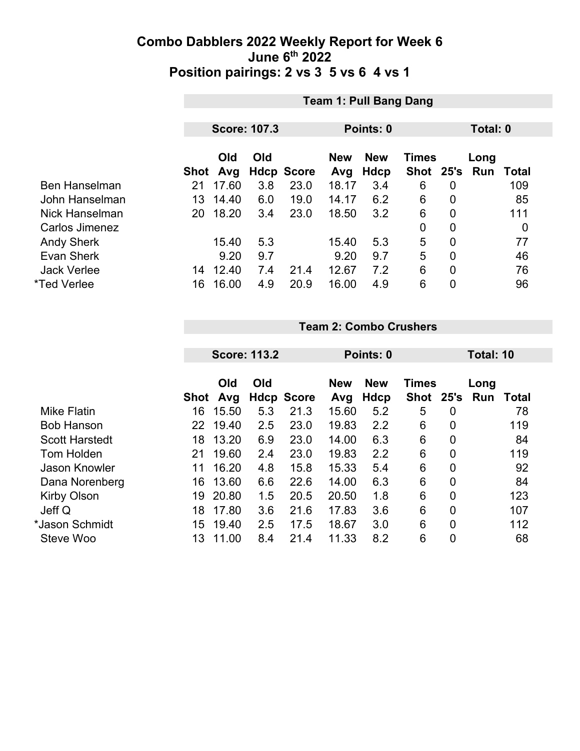# Combo Dabblers 2022 Weekly Report for Week 6

## June 6th 2022

## Position pairings: 2 vs 3 5 vs 6 4 vs 1

### Team 1: Pull Bang Dang

**Score: 107.3** | **Points: 0** | **Total: 0**

| | Shot | Old Avg | Old Hdcp | Score | New Avg | New Hdcp | Times Shot | 25's | Long Run | Total |
|---|---|---|---|---|---|---|---|---|---|---|
| Ben Hanselman | 21 | 17.60 | 3.8 | 23.0 | 18.17 | 3.4 | 6 | 0 | | 109 |
| John Hanselman | 13 | 14.40 | 6.0 | 19.0 | 14.17 | 6.2 | 6 | 0 | | 85 |
| Nick Hanselman | 20 | 18.20 | 3.4 | 23.0 | 18.50 | 3.2 | 6 | 0 | | 111 |
| Carlos Jimenez | | | | | | | 0 | 0 | | 0 |
| Andy Sherk | | 15.40 | 5.3 | | 15.40 | 5.3 | 5 | 0 | | 77 |
| Evan Sherk | | 9.20 | 9.7 | | 9.20 | 9.7 | 5 | 0 | | 46 |
| Jack Verlee | 14 | 12.40 | 7.4 | 21.4 | 12.67 | 7.2 | 6 | 0 | | 76 |
| *Ted Verlee | 16 | 16.00 | 4.9 | 20.9 | 16.00 | 4.9 | 6 | 0 | | 96 |

### Team 2: Combo Crushers

**Score: 113.2** | **Points: 0** | **Total: 10**

| | Shot | Old Avg | Old Hdcp | Score | New Avg | New Hdcp | Times Shot | 25's | Long Run | Total |
|---|---|---|---|---|---|---|---|---|---|---|
| Mike Flatin | 16 | 15.50 | 5.3 | 21.3 | 15.60 | 5.2 | 5 | 0 | | 78 |
| Bob Hanson | 22 | 19.40 | 2.5 | 23.0 | 19.83 | 2.2 | 6 | 0 | | 119 |
| Scott Harstedt | 18 | 13.20 | 6.9 | 23.0 | 14.00 | 6.3 | 6 | 0 | | 84 |
| Tom Holden | 21 | 19.60 | 2.4 | 23.0 | 19.83 | 2.2 | 6 | 0 | | 119 |
| Jason Knowler | 11 | 16.20 | 4.8 | 15.8 | 15.33 | 5.4 | 6 | 0 | | 92 |
| Dana Norenberg | 16 | 13.60 | 6.6 | 22.6 | 14.00 | 6.3 | 6 | 0 | | 84 |
| Kirby Olson | 19 | 20.80 | 1.5 | 20.5 | 20.50 | 1.8 | 6 | 0 | | 123 |
| Jeff Q | 18 | 17.80 | 3.6 | 21.6 | 17.83 | 3.6 | 6 | 0 | | 107 |
| *Jason Schmidt | 15 | 19.40 | 2.5 | 17.5 | 18.67 | 3.0 | 6 | 0 | | 112 |
| Steve Woo | 13 | 11.00 | 8.4 | 21.4 | 11.33 | 8.2 | 6 | 0 | | 68 |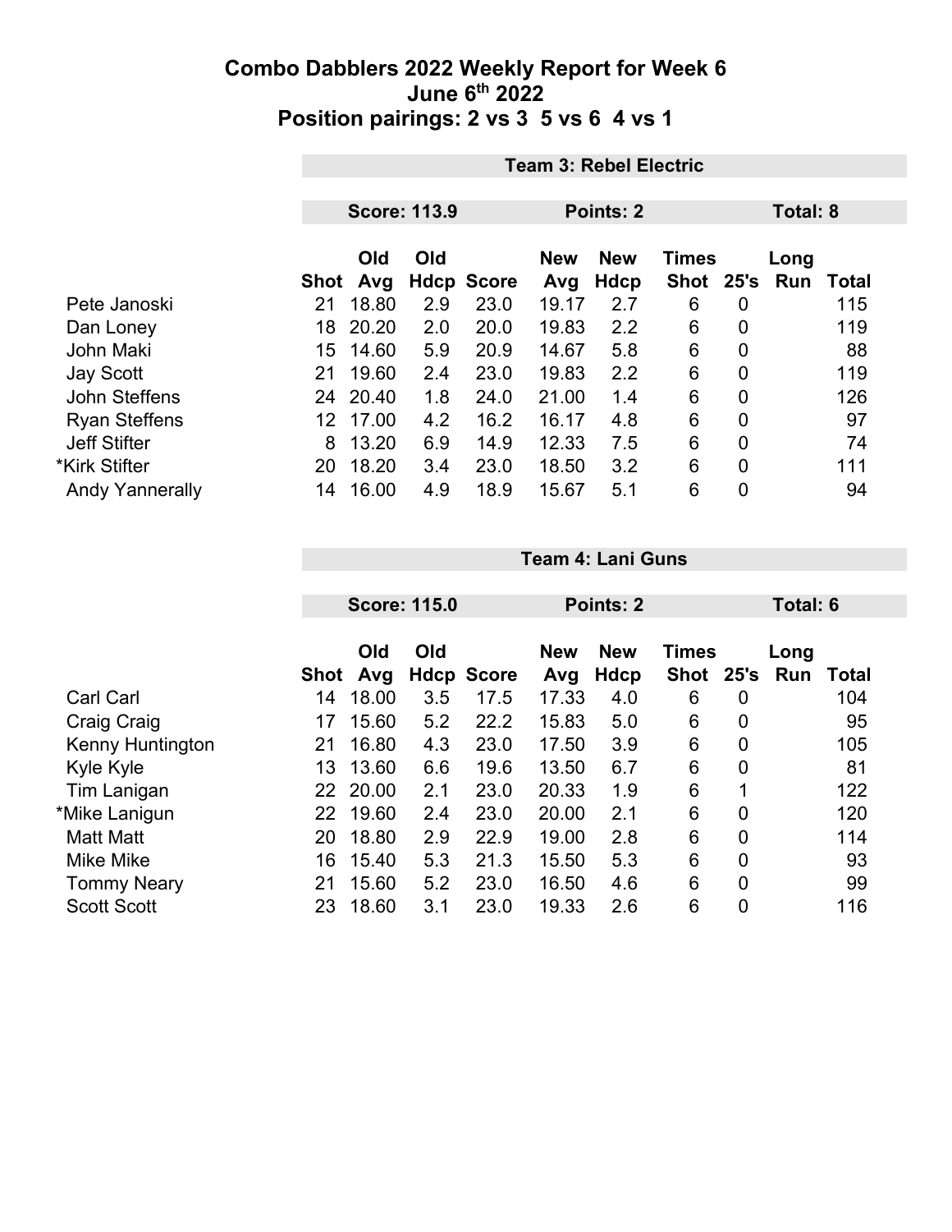# Combo Dabblers 2022 Weekly Report for Week 6
## June 6th 2022
## Position pairings: 2 vs 3  5 vs 6  4 vs 1

### Team 3: Rebel Electric

**Score: 113.9** | **Points: 2** | **Total: 8**

| | Shot | Old Avg | Old Hdcp | Score | New Avg | New Hdcp | Times Shot | 25's | Long Run | Total |
|---|---|---|---|---|---|---|---|---|---|---|
| Pete Janoski | 21 | 18.80 | 2.9 | 23.0 | 19.17 | 2.7 | 6 | 0 | | 115 |
| Dan Loney | 18 | 20.20 | 2.0 | 20.0 | 19.83 | 2.2 | 6 | 0 | | 119 |
| John Maki | 15 | 14.60 | 5.9 | 20.9 | 14.67 | 5.8 | 6 | 0 | | 88 |
| Jay Scott | 21 | 19.60 | 2.4 | 23.0 | 19.83 | 2.2 | 6 | 0 | | 119 |
| John Steffens | 24 | 20.40 | 1.8 | 24.0 | 21.00 | 1.4 | 6 | 0 | | 126 |
| Ryan Steffens | 12 | 17.00 | 4.2 | 16.2 | 16.17 | 4.8 | 6 | 0 | | 97 |
| Jeff Stifter | 8 | 13.20 | 6.9 | 14.9 | 12.33 | 7.5 | 6 | 0 | | 74 |
| *Kirk Stifter | 20 | 18.20 | 3.4 | 23.0 | 18.50 | 3.2 | 6 | 0 | | 111 |
| Andy Yannerally | 14 | 16.00 | 4.9 | 18.9 | 15.67 | 5.1 | 6 | 0 | | 94 |

### Team 4: Lani Guns

**Score: 115.0** | **Points: 2** | **Total: 6**

| | Shot | Old Avg | Old Hdcp | Score | New Avg | New Hdcp | Times Shot | 25's | Long Run | Total |
|---|---|---|---|---|---|---|---|---|---|---|
| Carl Carl | 14 | 18.00 | 3.5 | 17.5 | 17.33 | 4.0 | 6 | 0 | | 104 |
| Craig Craig | 17 | 15.60 | 5.2 | 22.2 | 15.83 | 5.0 | 6 | 0 | | 95 |
| Kenny Huntington | 21 | 16.80 | 4.3 | 23.0 | 17.50 | 3.9 | 6 | 0 | | 105 |
| Kyle Kyle | 13 | 13.60 | 6.6 | 19.6 | 13.50 | 6.7 | 6 | 0 | | 81 |
| Tim Lanigan | 22 | 20.00 | 2.1 | 23.0 | 20.33 | 1.9 | 6 | 1 | | 122 |
| *Mike Lanigun | 22 | 19.60 | 2.4 | 23.0 | 20.00 | 2.1 | 6 | 0 | | 120 |
| Matt Matt | 20 | 18.80 | 2.9 | 22.9 | 19.00 | 2.8 | 6 | 0 | | 114 |
| Mike Mike | 16 | 15.40 | 5.3 | 21.3 | 15.50 | 5.3 | 6 | 0 | | 93 |
| Tommy Neary | 21 | 15.60 | 5.2 | 23.0 | 16.50 | 4.6 | 6 | 0 | | 99 |
| Scott Scott | 23 | 18.60 | 3.1 | 23.0 | 19.33 | 2.6 | 6 | 0 | | 116 |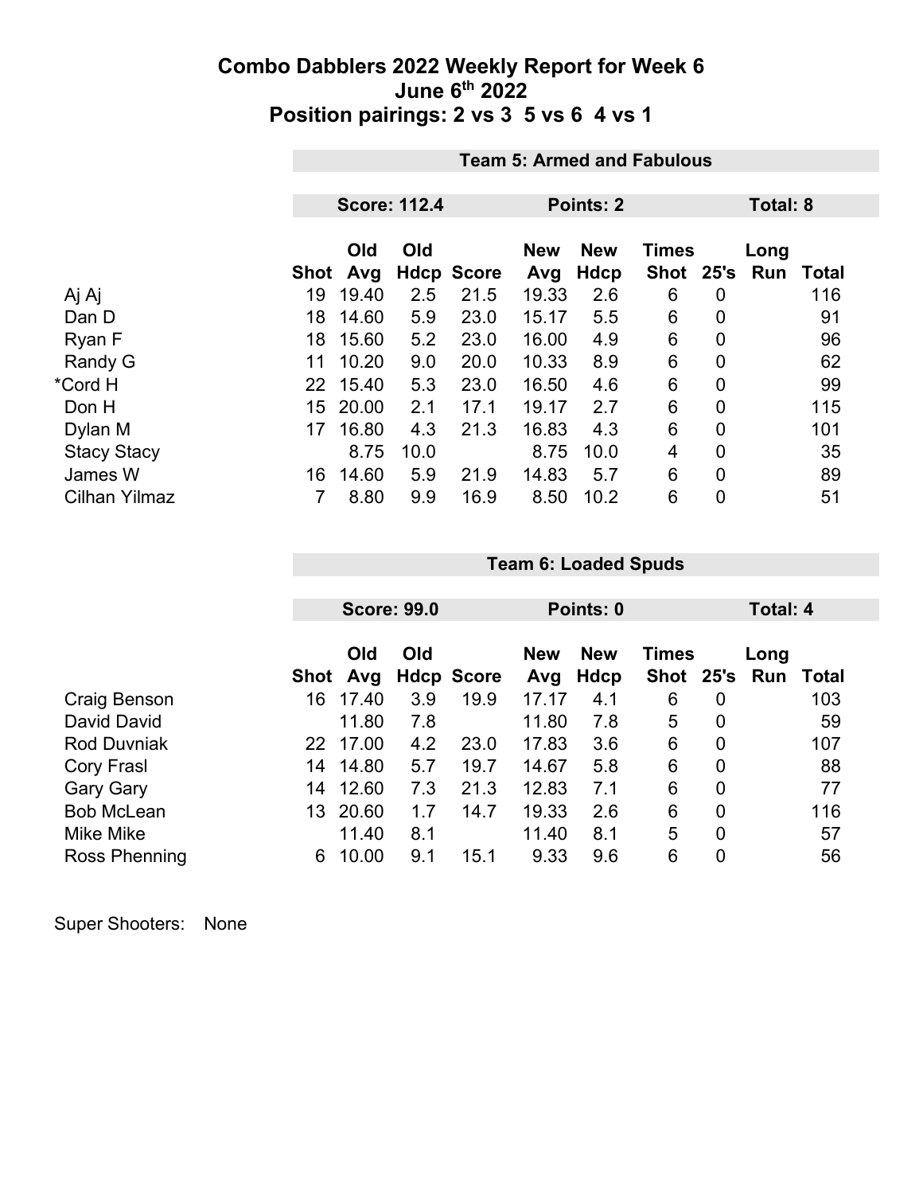# Combo Dabblers 2022 Weekly Report for Week 6
## June 6th 2022
## Position pairings: 2 vs 3 5 vs 6 4 vs 1

| | Team 5: Armed and Fabulous | | | | | | | | | |
|---|---|---|---|---|---|---|---|---|---|---|
| | Score: 112.4 | | | | Points: 2 | | | Total: 8 | | |
| | Shot | Old Avg | Old Hdcp | Score | New Avg | New Hdcp | Times Shot | 25's | Long Run | Total |
| Aj Aj | 19 | 19.40 | 2.5 | 21.5 | 19.33 | 2.6 | 6 | 0 | | 116 |
| Dan D | 18 | 14.60 | 5.9 | 23.0 | 15.17 | 5.5 | 6 | 0 | | 91 |
| Ryan F | 18 | 15.60 | 5.2 | 23.0 | 16.00 | 4.9 | 6 | 0 | | 96 |
| Randy G | 11 | 10.20 | 9.0 | 20.0 | 10.33 | 8.9 | 6 | 0 | | 62 |
| *Cord H | 22 | 15.40 | 5.3 | 23.0 | 16.50 | 4.6 | 6 | 0 | | 99 |
| Don H | 15 | 20.00 | 2.1 | 17.1 | 19.17 | 2.7 | 6 | 0 | | 115 |
| Dylan M | 17 | 16.80 | 4.3 | 21.3 | 16.83 | 4.3 | 6 | 0 | | 101 |
| Stacy Stacy | | 8.75 | 10.0 | | 8.75 | 10.0 | 4 | 0 | | 35 |
| James W | 16 | 14.60 | 5.9 | 21.9 | 14.83 | 5.7 | 6 | 0 | | 89 |
| Cilhan Yilmaz | 7 | 8.80 | 9.9 | 16.9 | 8.50 | 10.2 | 6 | 0 | | 51 |

| | Team 6: Loaded Spuds | | | | | | | | | |
|---|---|---|---|---|---|---|---|---|---|---|
| | Score: 99.0 | | | | Points: 0 | | | Total: 4 | | |
| | Shot | Old Avg | Old Hdcp | Score | New Avg | New Hdcp | Times Shot | 25's | Long Run | Total |
| Craig Benson | 16 | 17.40 | 3.9 | 19.9 | 17.17 | 4.1 | 6 | 0 | | 103 |
| David David | | 11.80 | 7.8 | | 11.80 | 7.8 | 5 | 0 | | 59 |
| Rod Duvniak | 22 | 17.00 | 4.2 | 23.0 | 17.83 | 3.6 | 6 | 0 | | 107 |
| Cory Frasl | 14 | 14.80 | 5.7 | 19.7 | 14.67 | 5.8 | 6 | 0 | | 88 |
| Gary Gary | 14 | 12.60 | 7.3 | 21.3 | 12.83 | 7.1 | 6 | 0 | | 77 |
| Bob McLean | 13 | 20.60 | 1.7 | 14.7 | 19.33 | 2.6 | 6 | 0 | | 116 |
| Mike Mike | | 11.40 | 8.1 | | 11.40 | 8.1 | 5 | 0 | | 57 |
| Ross Phenning | 6 | 10.00 | 9.1 | 15.1 | 9.33 | 9.6 | 6 | 0 | | 56 |

Super Shooters: None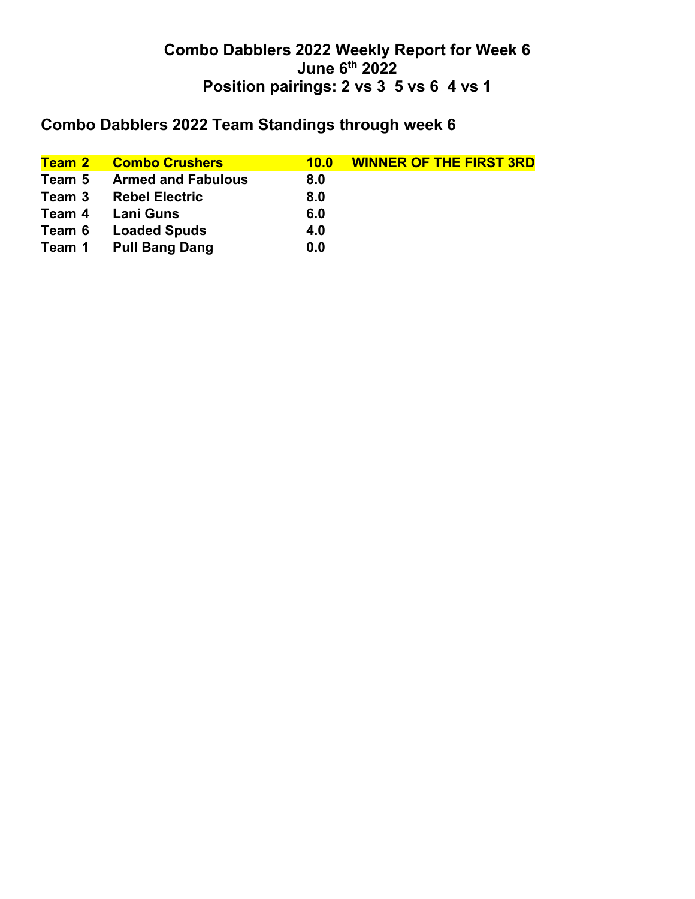# Combo Dabblers 2022 Weekly Report for Week 6
# June 6th 2022
# Position pairings: 2 vs 3  5 vs 6  4 vs 1

## Combo Dabblers 2022 Team Standings through week 6

| | | | |
|---|---|---|---|
| **Team 2** | **Combo Crushers** | **10.0** | **WINNER OF THE FIRST 3RD** |
| **Team 5** | **Armed and Fabulous** | **8.0** | |
| **Team 3** | **Rebel Electric** | **8.0** | |
| **Team 4** | **Lani Guns** | **6.0** | |
| **Team 6** | **Loaded Spuds** | **4.0** | |
| **Team 1** | **Pull Bang Dang** | **0.0** | |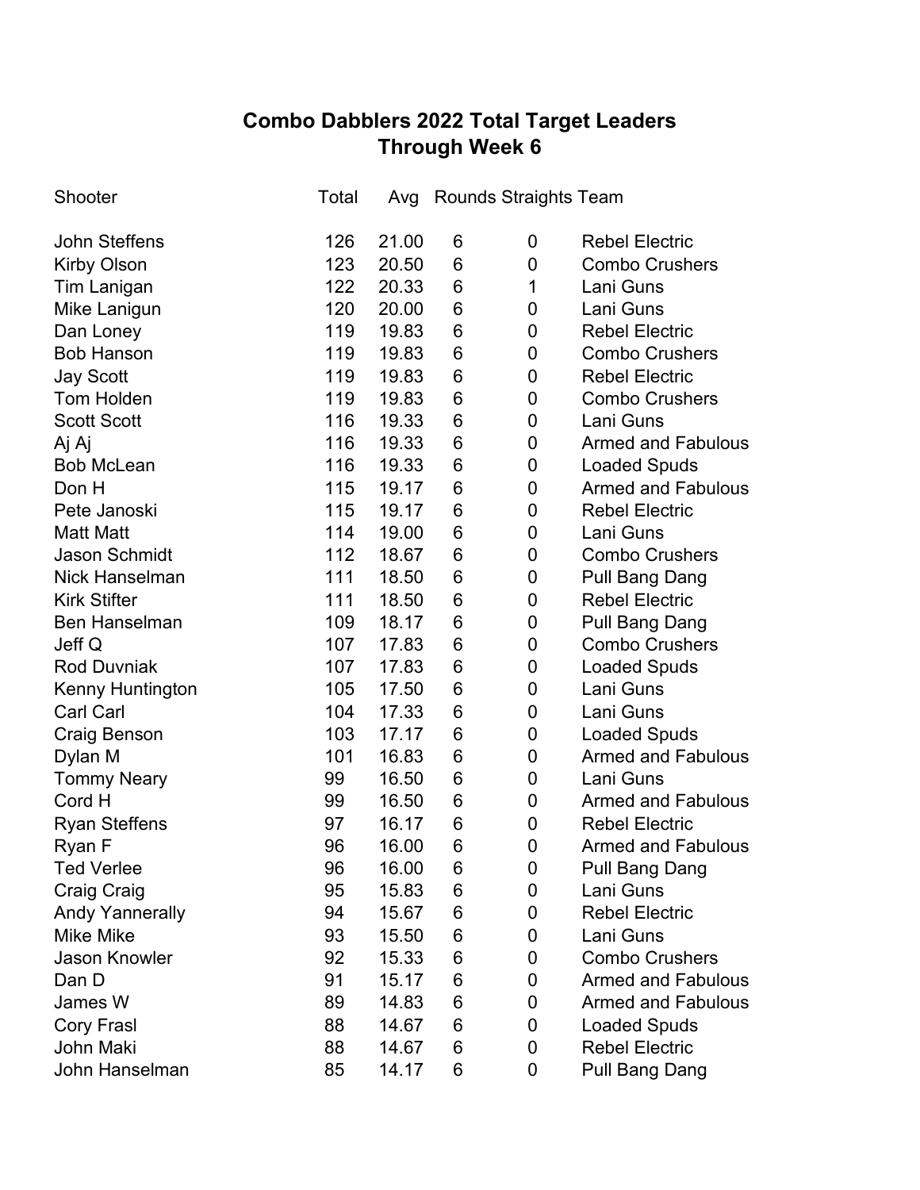# Combo Dabblers 2022 Total Target Leaders
## Through Week 6

| Shooter | Total | Avg | Rounds | Straights | Team |
|---|---|---|---|---|---|
| John Steffens | 126 | 21.00 | 6 | 0 | Rebel Electric |
| Kirby Olson | 123 | 20.50 | 6 | 0 | Combo Crushers |
| Tim Lanigan | 122 | 20.33 | 6 | 1 | Lani Guns |
| Mike Lanigun | 120 | 20.00 | 6 | 0 | Lani Guns |
| Dan Loney | 119 | 19.83 | 6 | 0 | Rebel Electric |
| Bob Hanson | 119 | 19.83 | 6 | 0 | Combo Crushers |
| Jay Scott | 119 | 19.83 | 6 | 0 | Rebel Electric |
| Tom Holden | 119 | 19.83 | 6 | 0 | Combo Crushers |
| Scott Scott | 116 | 19.33 | 6 | 0 | Lani Guns |
| Aj Aj | 116 | 19.33 | 6 | 0 | Armed and Fabulous |
| Bob McLean | 116 | 19.33 | 6 | 0 | Loaded Spuds |
| Don H | 115 | 19.17 | 6 | 0 | Armed and Fabulous |
| Pete Janoski | 115 | 19.17 | 6 | 0 | Rebel Electric |
| Matt Matt | 114 | 19.00 | 6 | 0 | Lani Guns |
| Jason Schmidt | 112 | 18.67 | 6 | 0 | Combo Crushers |
| Nick Hanselman | 111 | 18.50 | 6 | 0 | Pull Bang Dang |
| Kirk Stifter | 111 | 18.50 | 6 | 0 | Rebel Electric |
| Ben Hanselman | 109 | 18.17 | 6 | 0 | Pull Bang Dang |
| Jeff Q | 107 | 17.83 | 6 | 0 | Combo Crushers |
| Rod Duvniak | 107 | 17.83 | 6 | 0 | Loaded Spuds |
| Kenny Huntington | 105 | 17.50 | 6 | 0 | Lani Guns |
| Carl Carl | 104 | 17.33 | 6 | 0 | Lani Guns |
| Craig Benson | 103 | 17.17 | 6 | 0 | Loaded Spuds |
| Dylan M | 101 | 16.83 | 6 | 0 | Armed and Fabulous |
| Tommy Neary | 99 | 16.50 | 6 | 0 | Lani Guns |
| Cord H | 99 | 16.50 | 6 | 0 | Armed and Fabulous |
| Ryan Steffens | 97 | 16.17 | 6 | 0 | Rebel Electric |
| Ryan F | 96 | 16.00 | 6 | 0 | Armed and Fabulous |
| Ted Verlee | 96 | 16.00 | 6 | 0 | Pull Bang Dang |
| Craig Craig | 95 | 15.83 | 6 | 0 | Lani Guns |
| Andy Yannerally | 94 | 15.67 | 6 | 0 | Rebel Electric |
| Mike Mike | 93 | 15.50 | 6 | 0 | Lani Guns |
| Jason Knowler | 92 | 15.33 | 6 | 0 | Combo Crushers |
| Dan D | 91 | 15.17 | 6 | 0 | Armed and Fabulous |
| James W | 89 | 14.83 | 6 | 0 | Armed and Fabulous |
| Cory Frasl | 88 | 14.67 | 6 | 0 | Loaded Spuds |
| John Maki | 88 | 14.67 | 6 | 0 | Rebel Electric |
| John Hanselman | 85 | 14.17 | 6 | 0 | Pull Bang Dang |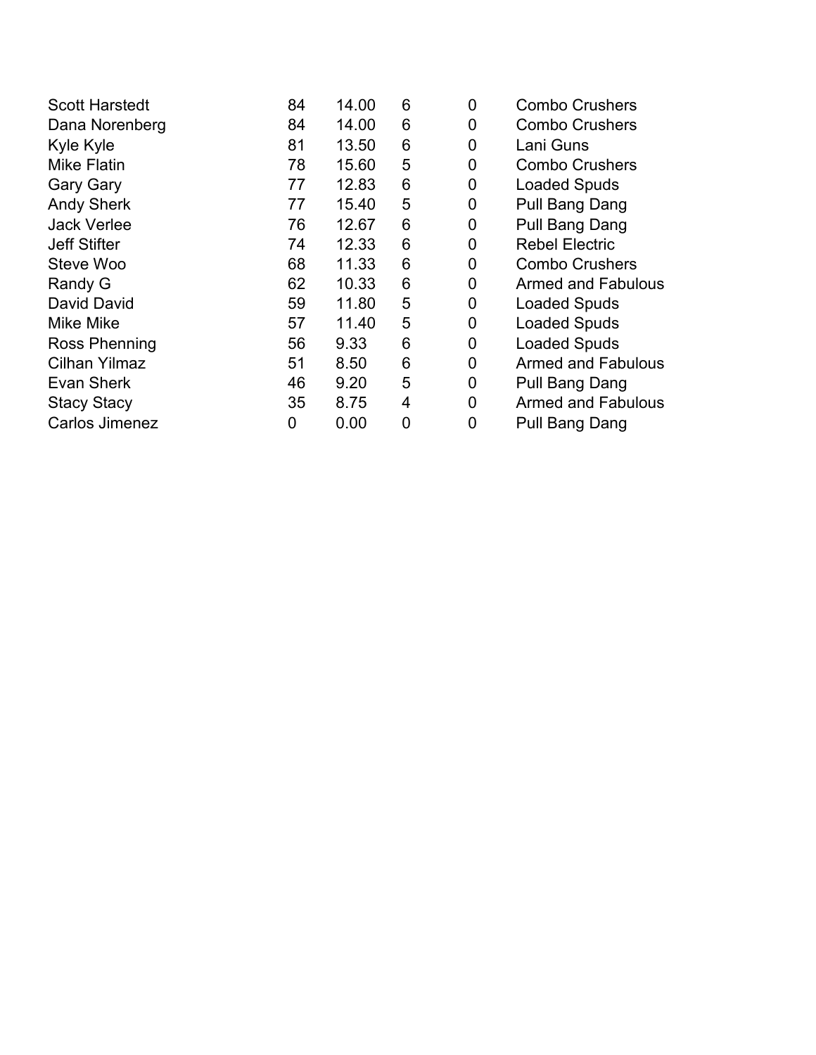| | | | | | |
|---|---|---|---|---|---|
| Scott Harstedt | 84 | 14.00 | 6 | 0 | Combo Crushers |
| Dana Norenberg | 84 | 14.00 | 6 | 0 | Combo Crushers |
| Kyle Kyle | 81 | 13.50 | 6 | 0 | Lani Guns |
| Mike Flatin | 78 | 15.60 | 5 | 0 | Combo Crushers |
| Gary Gary | 77 | 12.83 | 6 | 0 | Loaded Spuds |
| Andy Sherk | 77 | 15.40 | 5 | 0 | Pull Bang Dang |
| Jack Verlee | 76 | 12.67 | 6 | 0 | Pull Bang Dang |
| Jeff Stifter | 74 | 12.33 | 6 | 0 | Rebel Electric |
| Steve Woo | 68 | 11.33 | 6 | 0 | Combo Crushers |
| Randy G | 62 | 10.33 | 6 | 0 | Armed and Fabulous |
| David David | 59 | 11.80 | 5 | 0 | Loaded Spuds |
| Mike Mike | 57 | 11.40 | 5 | 0 | Loaded Spuds |
| Ross Phenning | 56 | 9.33 | 6 | 0 | Loaded Spuds |
| Cilhan Yilmaz | 51 | 8.50 | 6 | 0 | Armed and Fabulous |
| Evan Sherk | 46 | 9.20 | 5 | 0 | Pull Bang Dang |
| Stacy Stacy | 35 | 8.75 | 4 | 0 | Armed and Fabulous |
| Carlos Jimenez | 0 | 0.00 | 0 | 0 | Pull Bang Dang |